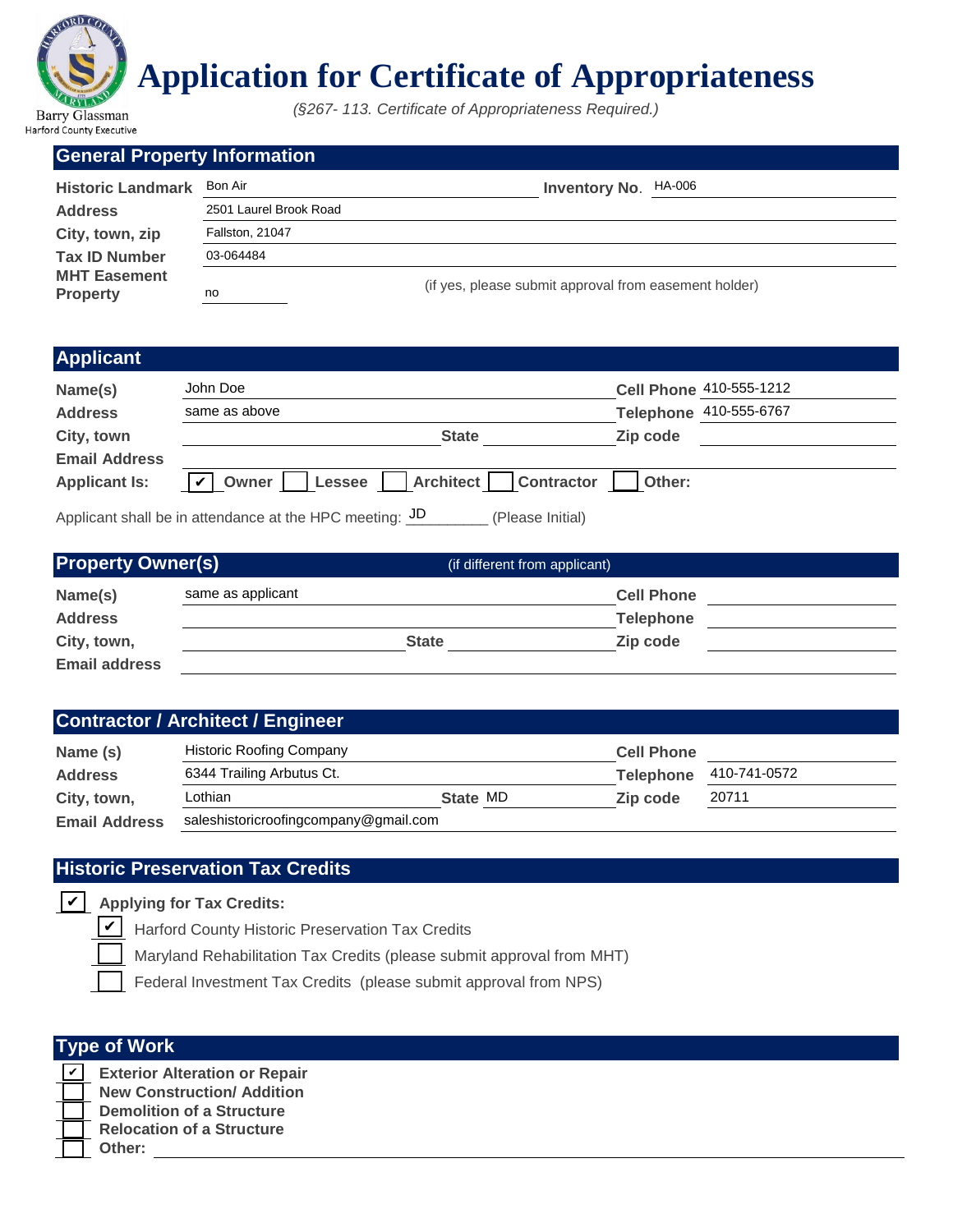Barry Glassman
Harford County Executive

# Application for Certificate of Appropriateness

*(§267- 113. Certificate of Appropriateness Required.)*

## General Property Information

| | | | |
|---|---|---|---|
| **Historic Landmark** | Bon Air | **Inventory No.** | HA-006 |
| **Address** | 2501 Laurel Brook Road | | |
| **City, town, zip** | Fallston, 21047 | | |
| **Tax ID Number** | 03-064484 | | |
| **MHT Easement Property** | no | (if yes, please submit approval from easement holder) | |

## Applicant

| | | | |
|---|---|---|---|
| **Name(s)** | John Doe | **Cell Phone** | 410-555-1212 |
| **Address** | same as above | **Telephone** | 410-555-6767 |
| **City, town** | **State** | **Zip code** | |
| **Email Address** | | | |

**Applicant Is:** ☑ Owner ☐ Lessee ☐ Architect ☐ Contractor ☐ Other:

Applicant shall be in attendance at the HPC meeting: JD________ (Please Initial)

## Property Owner(s) (if different from applicant)

| | | | |
|---|---|---|---|
| **Name(s)** | same as applicant | **Cell Phone** | |
| **Address** | | **Telephone** | |
| **City, town,** | **State** | **Zip code** | |
| **Email address** | | | |

## Contractor / Architect / Engineer

| | | | |
|---|---|---|---|
| **Name (s)** | Historic Roofing Company | **Cell Phone** | |
| **Address** | 6344 Trailing Arbutus Ct. | **Telephone** | 410-741-0572 |
| **City, town,** | Lothian **State** MD | **Zip code** | 20711 |
| **Email Address** | saleshistoricroofingcompany@gmail.com | | |

## Historic Preservation Tax Credits

☑ **Applying for Tax Credits:**

- ☑ Harford County Historic Preservation Tax Credits
- ☐ Maryland Rehabilitation Tax Credits (please submit approval from MHT)
- ☐ Federal Investment Tax Credits (please submit approval from NPS)

## Type of Work

- ☑ **Exterior Alteration or Repair**
- ☐ **New Construction/ Addition**
- ☐ **Demolition of a Structure**
- ☐ **Relocation of a Structure**
- ☐ **Other:**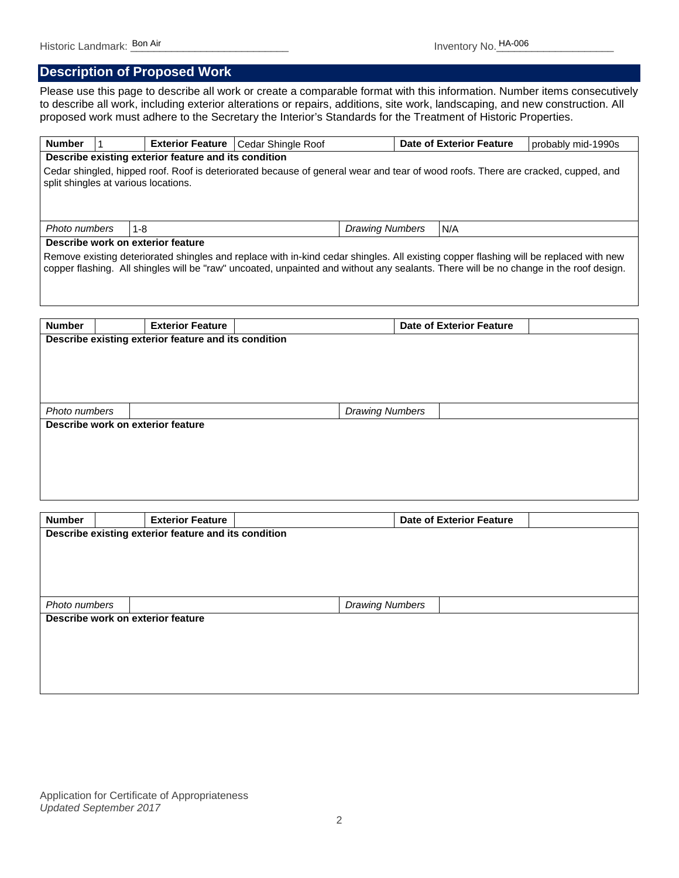Historic Landmark: Bon Air

Inventory No. HA-006

## Description of Proposed Work

Please use this page to describe all work or create a comparable format with this information. Number items consecutively to describe all work, including exterior alterations or repairs, additions, site work, landscaping, and new construction. All proposed work must adhere to the Secretary the Interior's Standards for the Treatment of Historic Properties.

| **Number** | 1 | **Exterior Feature** | Cedar Shingle Roof | **Date of Exterior Feature** | probably mid-1990s |
|---|---|---|---|---|---|
| **Describe existing exterior feature and its condition** | | | | | |
| Cedar shingled, hipped roof. Roof is deteriorated because of general wear and tear of wood roofs. There are cracked, cupped, and split shingles at various locations. | | | | | |
| *Photo numbers* | 1-8 | | *Drawing Numbers* | N/A | |
| **Describe work on exterior feature** | | | | | |
| Remove existing deteriorated shingles and replace with in-kind cedar shingles. All existing copper flashing will be replaced with new copper flashing. All shingles will be "raw" uncoated, unpainted and without any sealants. There will be no change in the roof design. | | | | | |

| **Number** | | **Exterior Feature** | | **Date of Exterior Feature** | |
|---|---|---|---|---|---|
| **Describe existing exterior feature and its condition** | | | | | |
| | | | | | |
| *Photo numbers* | | | *Drawing Numbers* | | |
| **Describe work on exterior feature** | | | | | |
| | | | | | |

| **Number** | | **Exterior Feature** | | **Date of Exterior Feature** | |
|---|---|---|---|---|---|
| **Describe existing exterior feature and its condition** | | | | | |
| | | | | | |
| *Photo numbers* | | | *Drawing Numbers* | | |
| **Describe work on exterior feature** | | | | | |
| | | | | | |

Application for Certificate of Appropriateness
*Updated September 2017*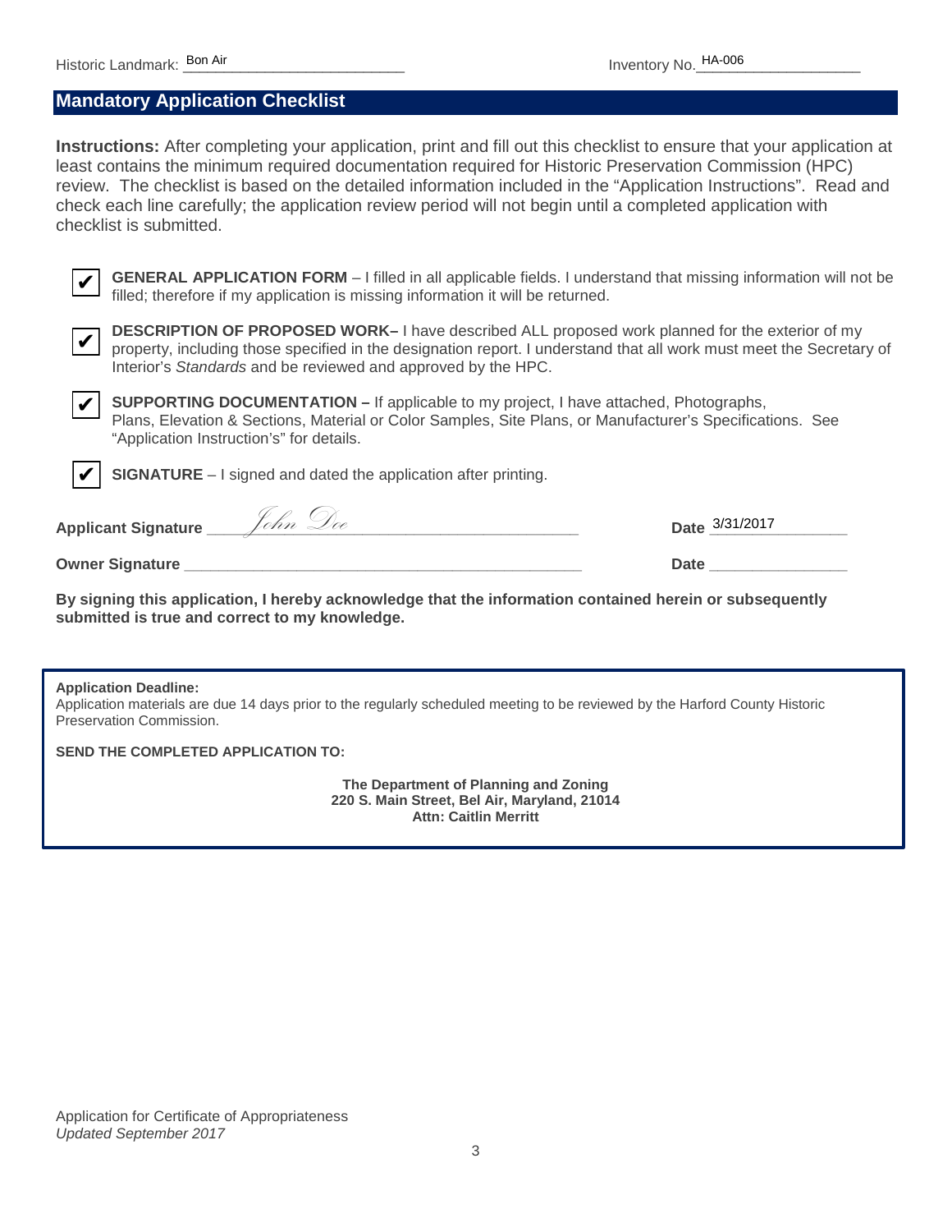Historic Landmark: Bon Air

Inventory No. HA-006

## Mandatory Application Checklist

**Instructions:** After completing your application, print and fill out this checklist to ensure that your application at least contains the minimum required documentation required for Historic Preservation Commission (HPC) review. The checklist is based on the detailed information included in the "Application Instructions". Read and check each line carefully; the application review period will not begin until a completed application with checklist is submitted.

- ✔ **GENERAL APPLICATION FORM** – I filled in all applicable fields. I understand that missing information will not be filled; therefore if my application is missing information it will be returned.
- ✔ **DESCRIPTION OF PROPOSED WORK–** I have described ALL proposed work planned for the exterior of my property, including those specified in the designation report. I understand that all work must meet the Secretary of Interior's *Standards* and be reviewed and approved by the HPC.
- ✔ **SUPPORTING DOCUMENTATION –** If applicable to my project, I have attached, Photographs, Plans, Elevation & Sections, Material or Color Samples, Site Plans, or Manufacturer's Specifications. See "Application Instruction's" for details.
- ✔ **SIGNATURE** – I signed and dated the application after printing.

**Applicant Signature** John Doe **Date** 3/31/2017

**Owner Signature** ________________ **Date** ________________

**By signing this application, I hereby acknowledge that the information contained herein or subsequently submitted is true and correct to my knowledge.**

**Application Deadline:**
Application materials are due 14 days prior to the regularly scheduled meeting to be reviewed by the Harford County Historic Preservation Commission.

**SEND THE COMPLETED APPLICATION TO:**

**The Department of Planning and Zoning**
**220 S. Main Street, Bel Air, Maryland, 21014**
**Attn: Caitlin Merritt**

Application for Certificate of Appropriateness
*Updated September 2017*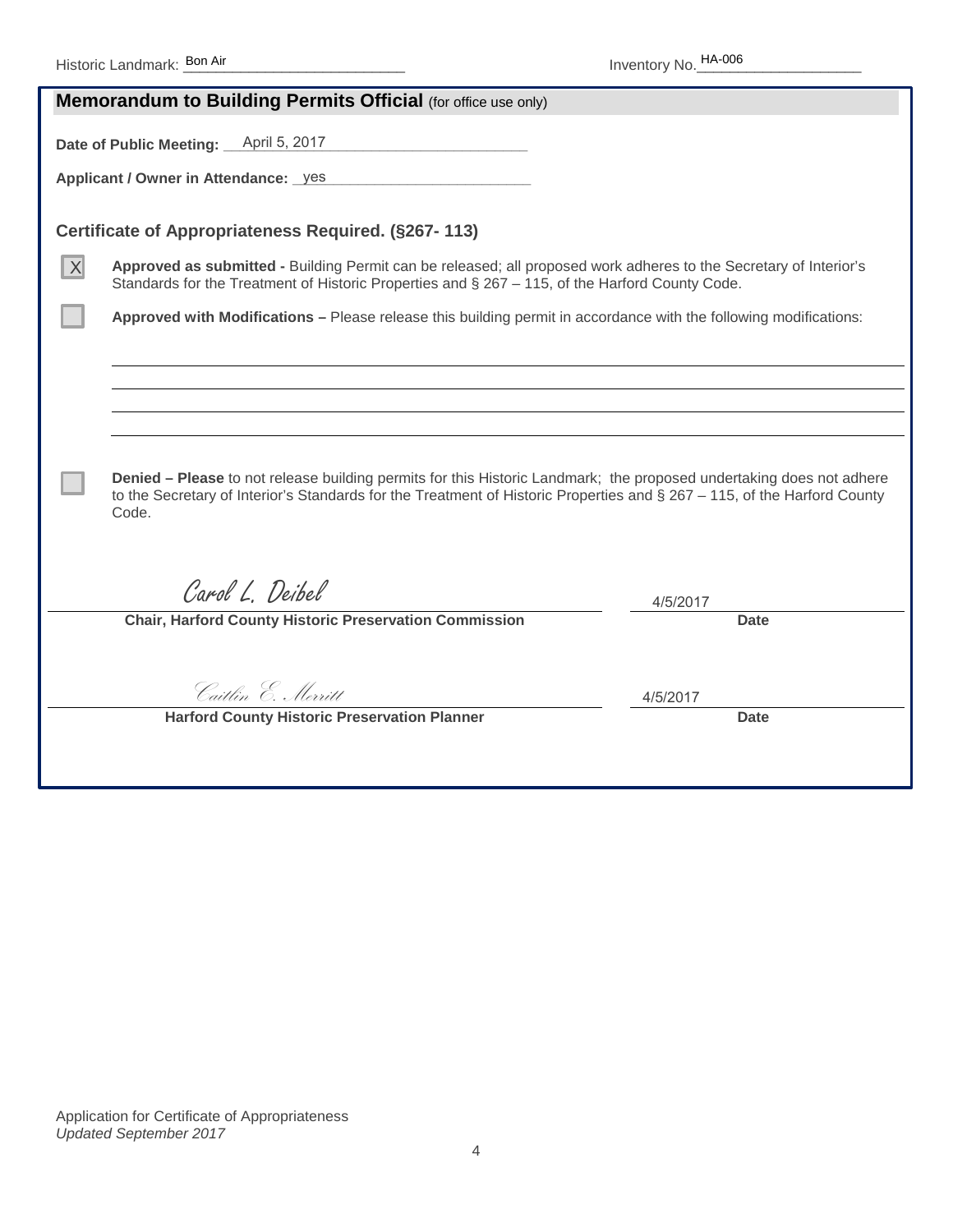Historic Landmark: Bon Air

Inventory No. HA-006

## Memorandum to Building Permits Official (for office use only)

**Date of Public Meeting:** April 5, 2017

**Applicant / Owner in Attendance:** yes

### Certificate of Appropriateness Required. (§267- 113)

[X] **Approved as submitted -** Building Permit can be released; all proposed work adheres to the Secretary of Interior's Standards for the Treatment of Historic Properties and § 267 – 115, of the Harford County Code.

[ ] **Approved with Modifications –** Please release this building permit in accordance with the following modifications:

[ ] **Denied – Please** to not release building permits for this Historic Landmark; the proposed undertaking does not adhere to the Secretary of Interior's Standards for the Treatment of Historic Properties and § 267 – 115, of the Harford County Code.

Carol L. Deibel — 4/5/2017

**Chair, Harford County Historic Preservation Commission** — **Date**

Caitlin E. Merritt — 4/5/2017

**Harford County Historic Preservation Planner** — **Date**

Application for Certificate of Appropriateness
*Updated September 2017*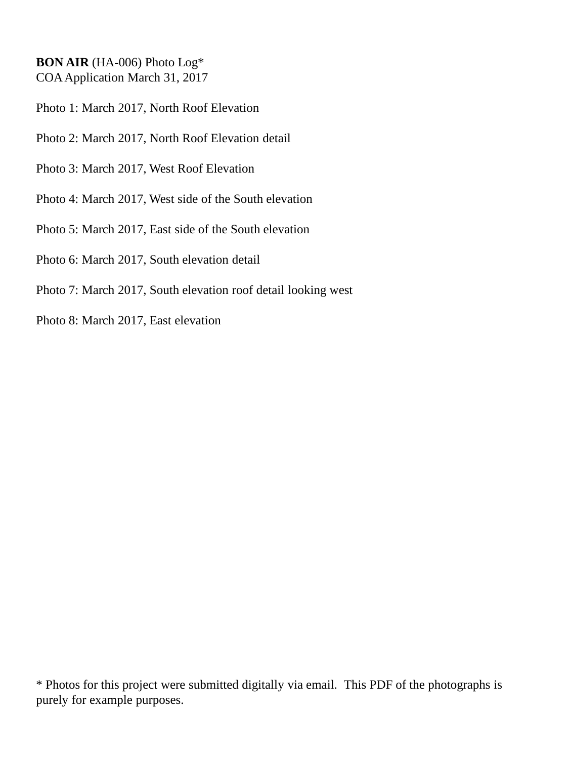**BON AIR** (HA-006) Photo Log*
COA Application March 31, 2017

Photo 1: March 2017, North Roof Elevation

Photo 2: March 2017, North Roof Elevation detail

Photo 3: March 2017, West Roof Elevation

Photo 4: March 2017, West side of the South elevation

Photo 5: March 2017, East side of the South elevation

Photo 6: March 2017, South elevation detail

Photo 7: March 2017, South elevation roof detail looking west

Photo 8: March 2017, East elevation

* Photos for this project were submitted digitally via email. This PDF of the photographs is purely for example purposes.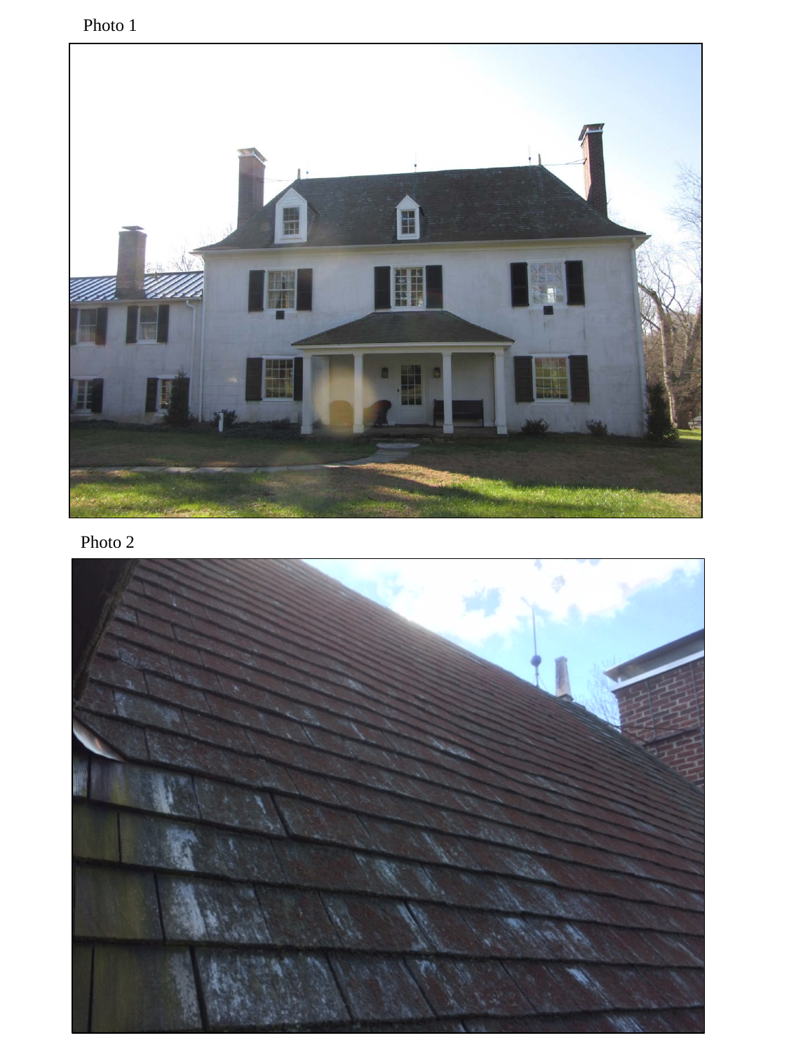Photo 1

Photo 2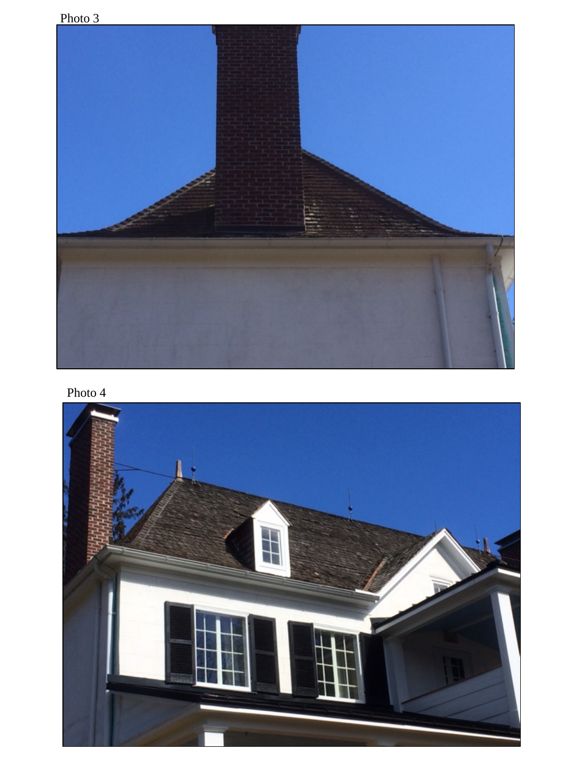Photo 3

Photo 4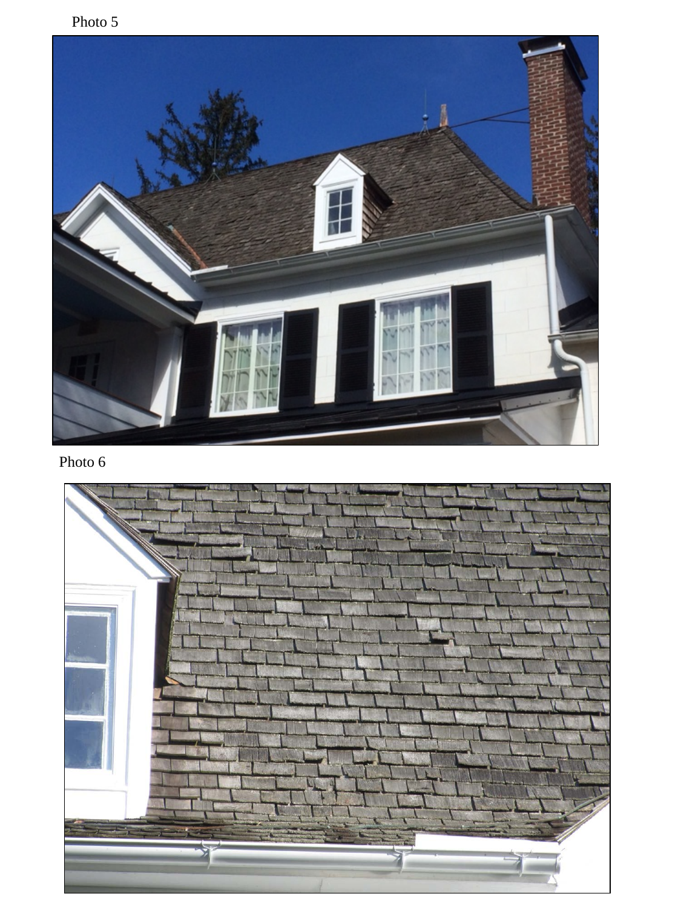Photo 5

Photo 6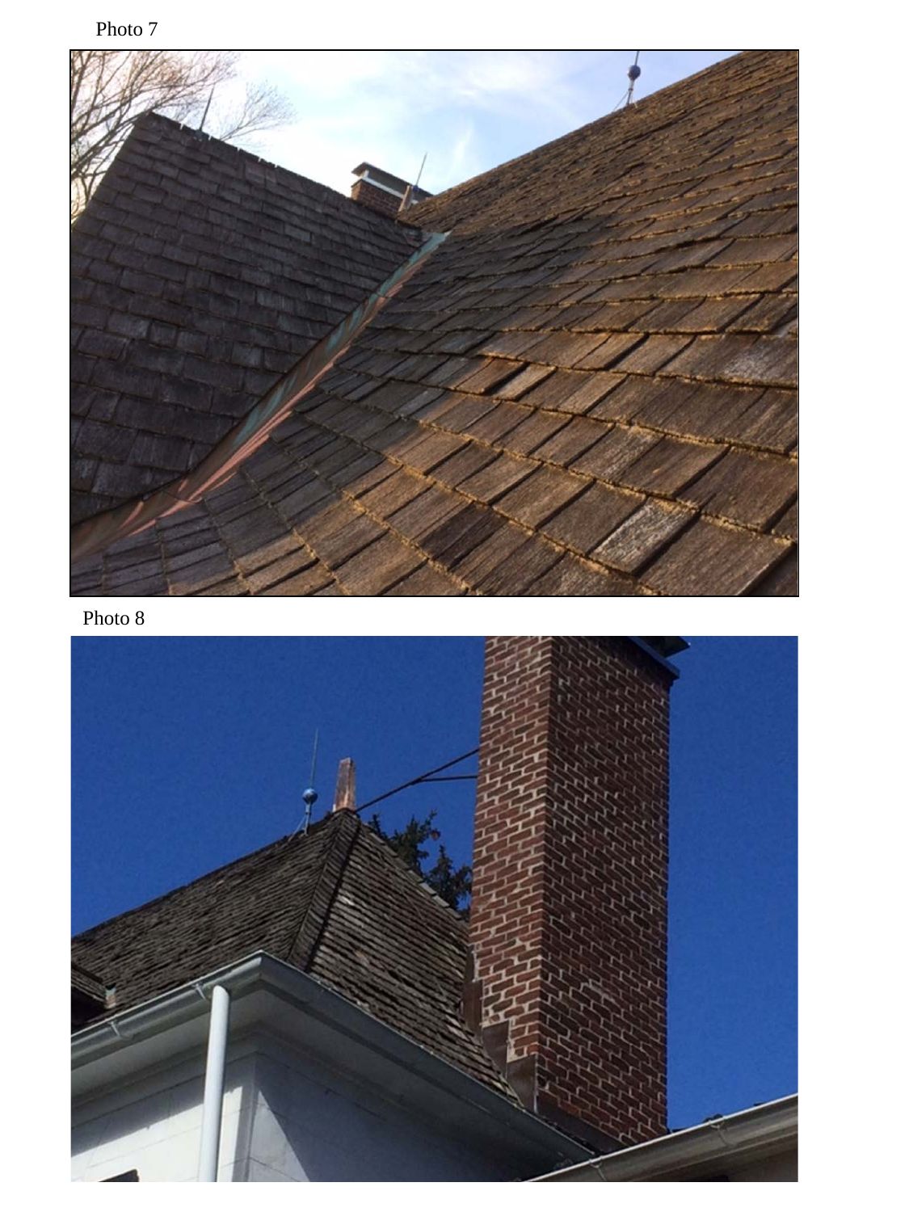Photo 7

Photo 8